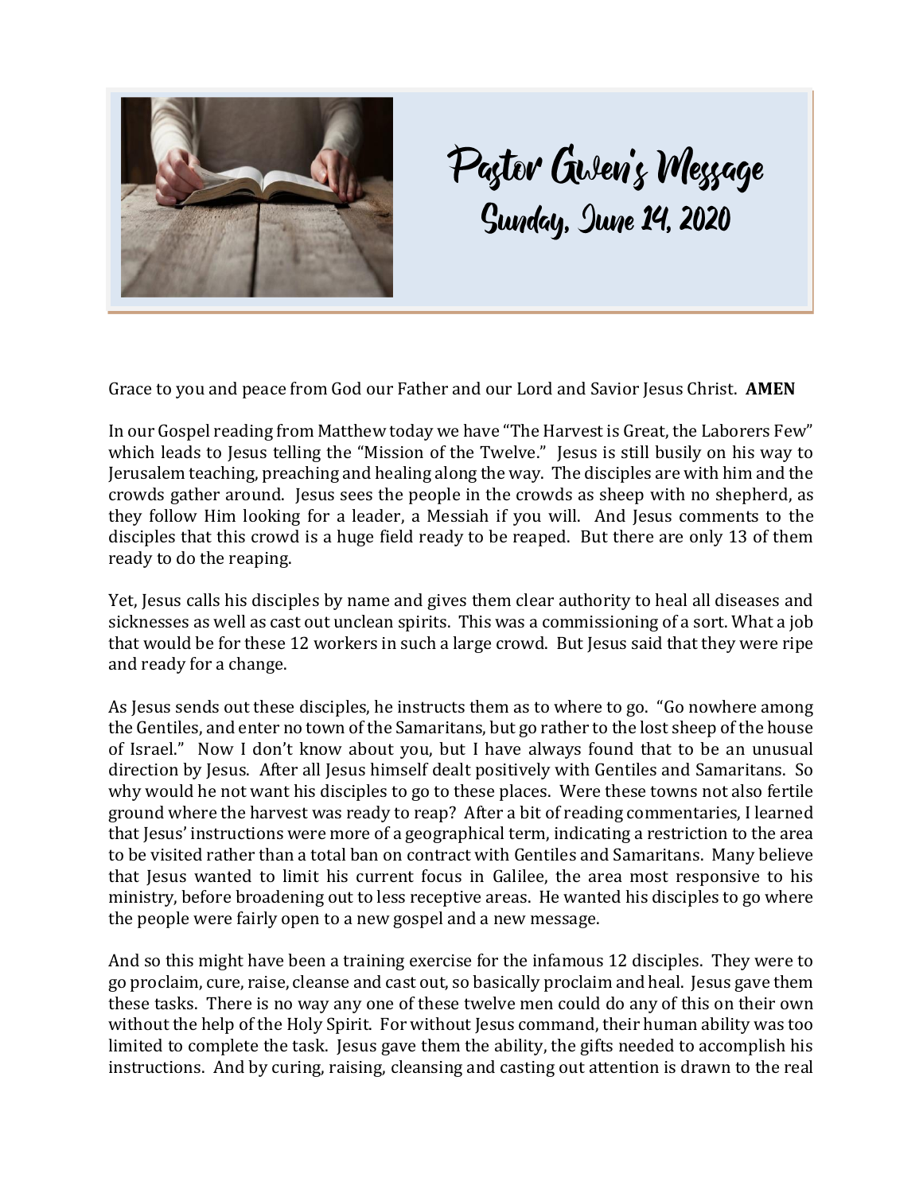# Pastor Gwen's Message
## Sunday, June 14, 2020

Grace to you and peace from God our Father and our Lord and Savior Jesus Christ. **AMEN**

In our Gospel reading from Matthew today we have "The Harvest is Great, the Laborers Few" which leads to Jesus telling the "Mission of the Twelve." Jesus is still busily on his way to Jerusalem teaching, preaching and healing along the way. The disciples are with him and the crowds gather around. Jesus sees the people in the crowds as sheep with no shepherd, as they follow Him looking for a leader, a Messiah if you will. And Jesus comments to the disciples that this crowd is a huge field ready to be reaped. But there are only 13 of them ready to do the reaping.

Yet, Jesus calls his disciples by name and gives them clear authority to heal all diseases and sicknesses as well as cast out unclean spirits. This was a commissioning of a sort. What a job that would be for these 12 workers in such a large crowd. But Jesus said that they were ripe and ready for a change.

As Jesus sends out these disciples, he instructs them as to where to go. "Go nowhere among the Gentiles, and enter no town of the Samaritans, but go rather to the lost sheep of the house of Israel." Now I don't know about you, but I have always found that to be an unusual direction by Jesus. After all Jesus himself dealt positively with Gentiles and Samaritans. So why would he not want his disciples to go to these places. Were these towns not also fertile ground where the harvest was ready to reap? After a bit of reading commentaries, I learned that Jesus' instructions were more of a geographical term, indicating a restriction to the area to be visited rather than a total ban on contract with Gentiles and Samaritans. Many believe that Jesus wanted to limit his current focus in Galilee, the area most responsive to his ministry, before broadening out to less receptive areas. He wanted his disciples to go where the people were fairly open to a new gospel and a new message.

And so this might have been a training exercise for the infamous 12 disciples. They were to go proclaim, cure, raise, cleanse and cast out, so basically proclaim and heal. Jesus gave them these tasks. There is no way any one of these twelve men could do any of this on their own without the help of the Holy Spirit. For without Jesus command, their human ability was too limited to complete the task. Jesus gave them the ability, the gifts needed to accomplish his instructions. And by curing, raising, cleansing and casting out attention is drawn to the real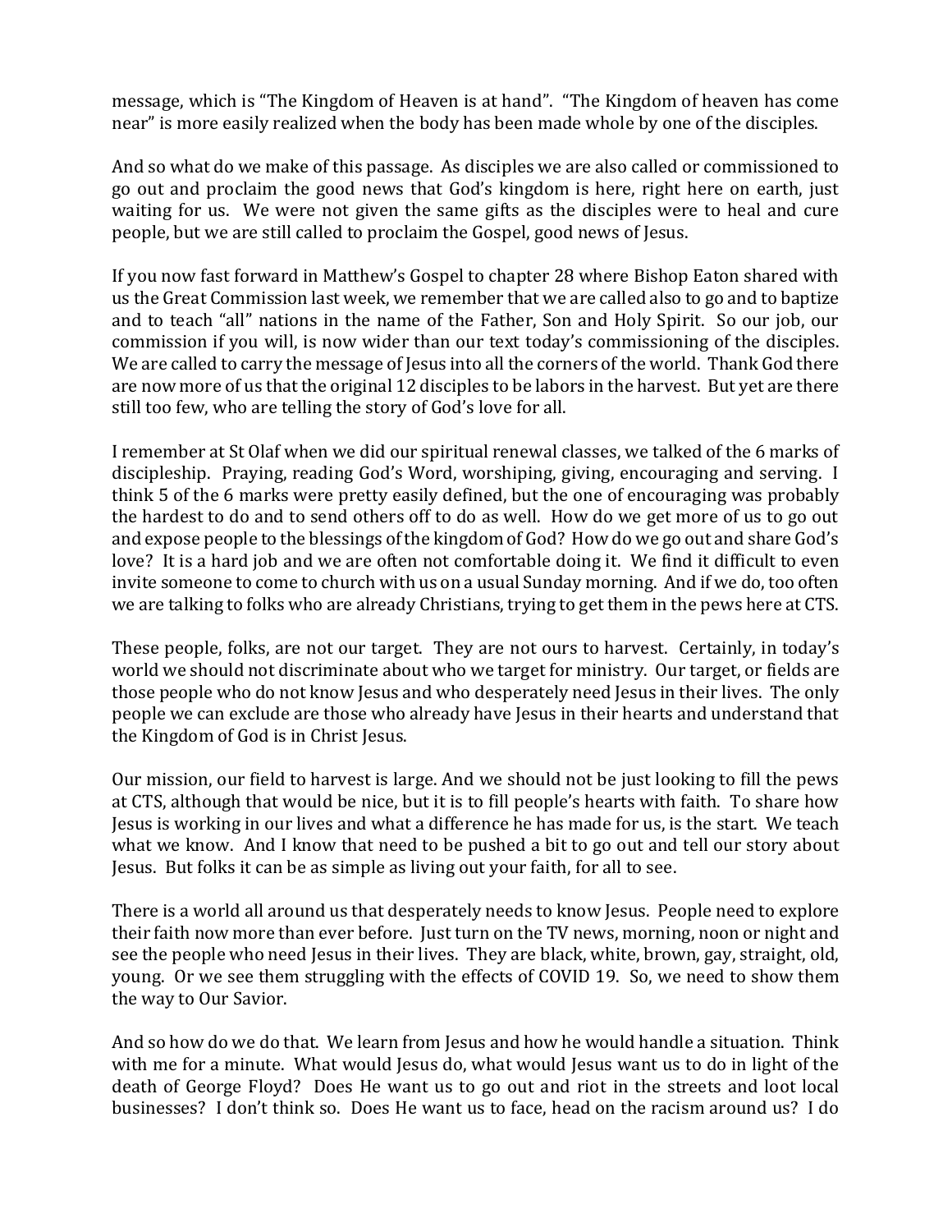message, which is "The Kingdom of Heaven is at hand". "The Kingdom of heaven has come near" is more easily realized when the body has been made whole by one of the disciples.

And so what do we make of this passage. As disciples we are also called or commissioned to go out and proclaim the good news that God's kingdom is here, right here on earth, just waiting for us. We were not given the same gifts as the disciples were to heal and cure people, but we are still called to proclaim the Gospel, good news of Jesus.

If you now fast forward in Matthew's Gospel to chapter 28 where Bishop Eaton shared with us the Great Commission last week, we remember that we are called also to go and to baptize and to teach "all" nations in the name of the Father, Son and Holy Spirit. So our job, our commission if you will, is now wider than our text today's commissioning of the disciples. We are called to carry the message of Jesus into all the corners of the world. Thank God there are now more of us that the original 12 disciples to be labors in the harvest. But yet are there still too few, who are telling the story of God's love for all.

I remember at St Olaf when we did our spiritual renewal classes, we talked of the 6 marks of discipleship. Praying, reading God's Word, worshiping, giving, encouraging and serving. I think 5 of the 6 marks were pretty easily defined, but the one of encouraging was probably the hardest to do and to send others off to do as well. How do we get more of us to go out and expose people to the blessings of the kingdom of God? How do we go out and share God's love? It is a hard job and we are often not comfortable doing it. We find it difficult to even invite someone to come to church with us on a usual Sunday morning. And if we do, too often we are talking to folks who are already Christians, trying to get them in the pews here at CTS.

These people, folks, are not our target. They are not ours to harvest. Certainly, in today's world we should not discriminate about who we target for ministry. Our target, or fields are those people who do not know Jesus and who desperately need Jesus in their lives. The only people we can exclude are those who already have Jesus in their hearts and understand that the Kingdom of God is in Christ Jesus.

Our mission, our field to harvest is large. And we should not be just looking to fill the pews at CTS, although that would be nice, but it is to fill people's hearts with faith. To share how Jesus is working in our lives and what a difference he has made for us, is the start. We teach what we know. And I know that need to be pushed a bit to go out and tell our story about Jesus. But folks it can be as simple as living out your faith, for all to see.

There is a world all around us that desperately needs to know Jesus. People need to explore their faith now more than ever before. Just turn on the TV news, morning, noon or night and see the people who need Jesus in their lives. They are black, white, brown, gay, straight, old, young. Or we see them struggling with the effects of COVID 19. So, we need to show them the way to Our Savior.

And so how do we do that. We learn from Jesus and how he would handle a situation. Think with me for a minute. What would Jesus do, what would Jesus want us to do in light of the death of George Floyd? Does He want us to go out and riot in the streets and loot local businesses? I don't think so. Does He want us to face, head on the racism around us? I do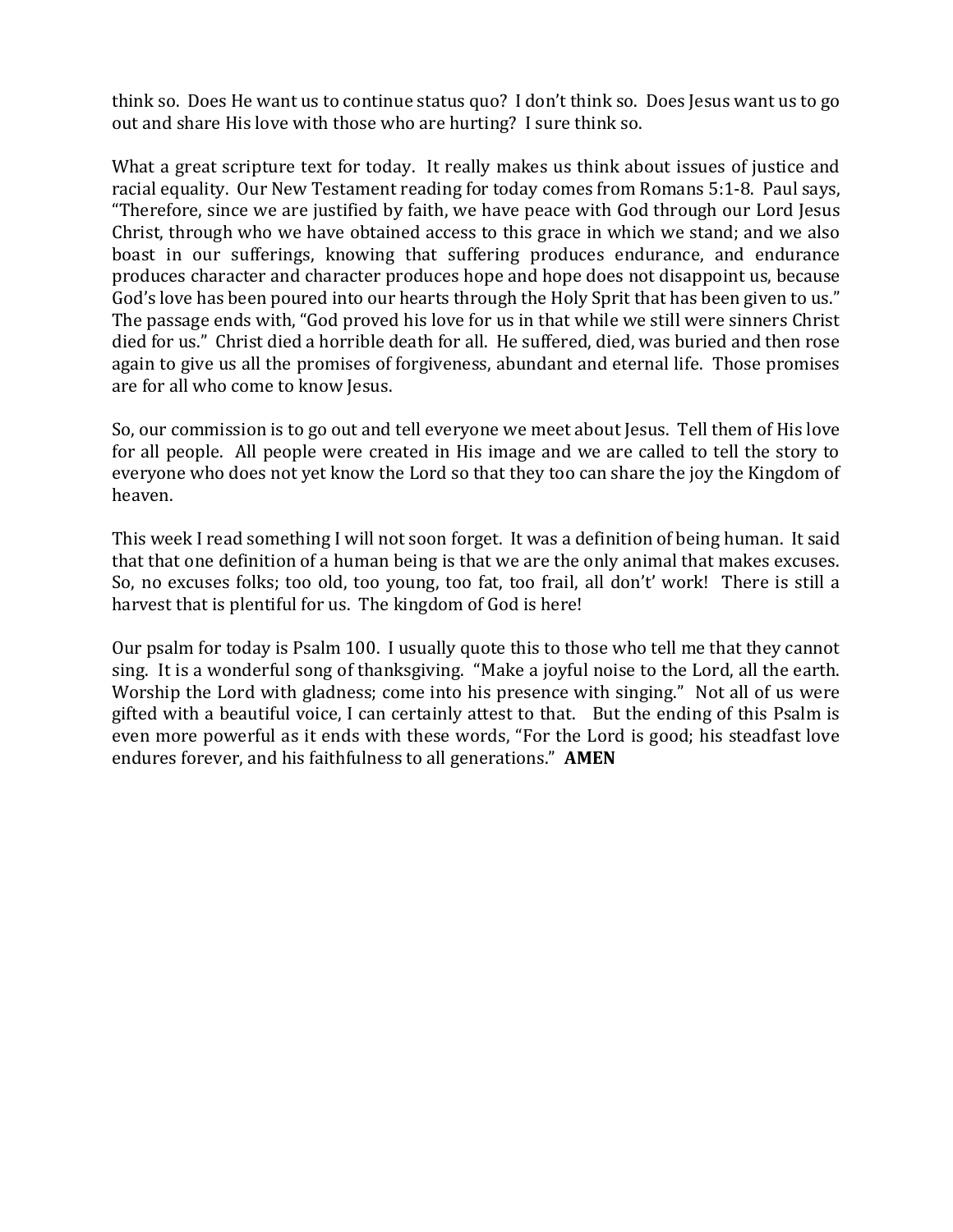think so. Does He want us to continue status quo? I don't think so. Does Jesus want us to go out and share His love with those who are hurting? I sure think so.

What a great scripture text for today. It really makes us think about issues of justice and racial equality. Our New Testament reading for today comes from Romans 5:1-8. Paul says, "Therefore, since we are justified by faith, we have peace with God through our Lord Jesus Christ, through who we have obtained access to this grace in which we stand; and we also boast in our sufferings, knowing that suffering produces endurance, and endurance produces character and character produces hope and hope does not disappoint us, because God's love has been poured into our hearts through the Holy Sprit that has been given to us." The passage ends with, "God proved his love for us in that while we still were sinners Christ died for us." Christ died a horrible death for all. He suffered, died, was buried and then rose again to give us all the promises of forgiveness, abundant and eternal life. Those promises are for all who come to know Jesus.

So, our commission is to go out and tell everyone we meet about Jesus. Tell them of His love for all people. All people were created in His image and we are called to tell the story to everyone who does not yet know the Lord so that they too can share the joy the Kingdom of heaven.

This week I read something I will not soon forget. It was a definition of being human. It said that that one definition of a human being is that we are the only animal that makes excuses. So, no excuses folks; too old, too young, too fat, too frail, all don't' work! There is still a harvest that is plentiful for us. The kingdom of God is here!

Our psalm for today is Psalm 100. I usually quote this to those who tell me that they cannot sing. It is a wonderful song of thanksgiving. "Make a joyful noise to the Lord, all the earth. Worship the Lord with gladness; come into his presence with singing." Not all of us were gifted with a beautiful voice, I can certainly attest to that. But the ending of this Psalm is even more powerful as it ends with these words, "For the Lord is good; his steadfast love endures forever, and his faithfulness to all generations." **AMEN**